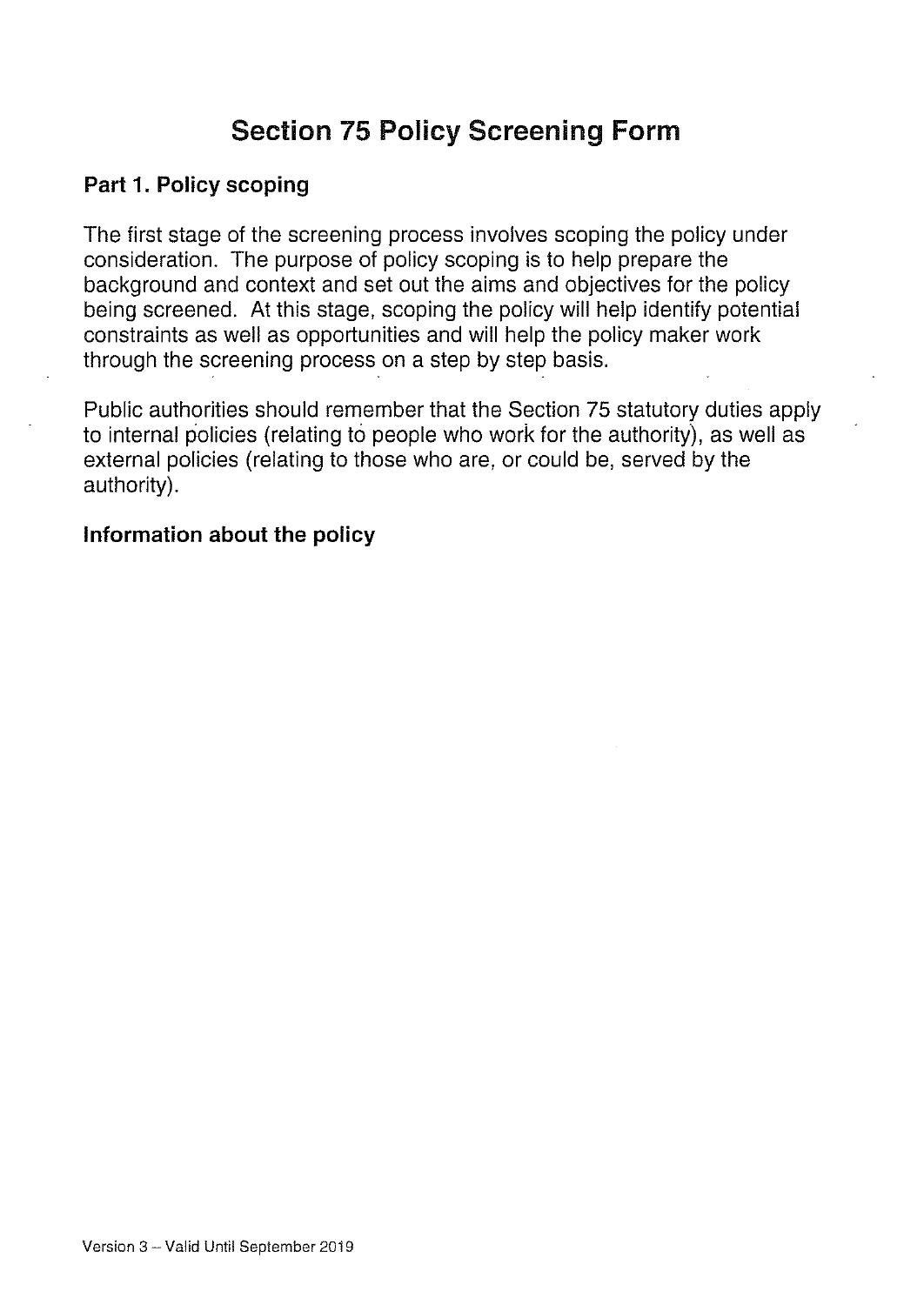# Section 75 Policy Screening Form

## Part 1. Policy scoping

The first stage of the screening process involves scoping the policy under consideration. The purpose of policy scoping is to help prepare the background and context and set out the aims and objectives for the policy being screened. At this stage, scoping the policy will help identify potential constraints as well as opportunities and will help the policy maker work through the screening process on a step by step basis.

Public authorities should remember that the Section 75 statutory duties apply to internal policies (relating to people who work for the authority), as well as external policies (relating to those who are, or could be, served by the authority).

### Information about the policy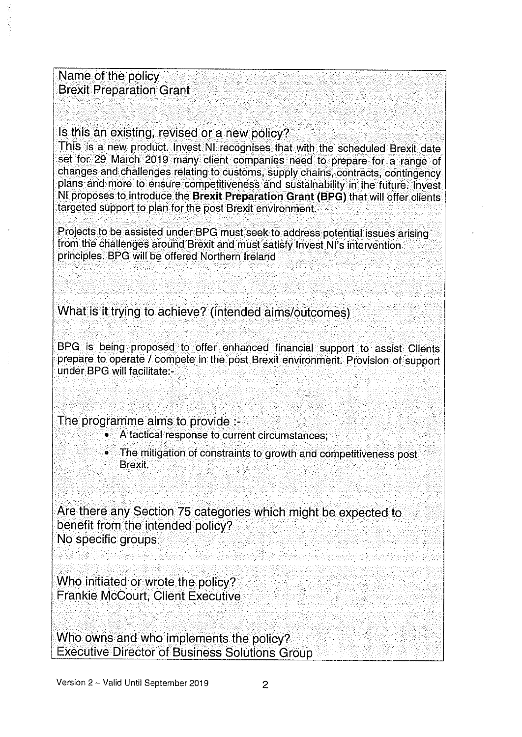Name of the policy
Brexit Preparation Grant

Is this an existing, revised or a new policy?

This is a new product. Invest NI recognises that with the scheduled Brexit date set for 29 March 2019 many client companies need to prepare for a range of changes and challenges relating to customs, supply chains, contracts, contingency plans and more to ensure competitiveness and sustainability in the future. Invest NI proposes to introduce the **Brexit Preparation Grant (BPG)** that will offer clients targeted support to plan for the post Brexit environment.

Projects to be assisted under BPG must seek to address potential issues arising from the challenges around Brexit and must satisfy Invest NI's intervention principles. BPG will be offered Northern Ireland

What is it trying to achieve? (intended aims/outcomes)

BPG is being proposed to offer enhanced financial support to assist Clients prepare to operate / compete in the post Brexit environment. Provision of support under BPG will facilitate:-

The programme aims to provide :-

- A tactical response to current circumstances;
- The mitigation of constraints to growth and competitiveness post Brexit.

Are there any Section 75 categories which might be expected to benefit from the intended policy?
No specific groups

Who initiated or wrote the policy?
Frankie McCourt, Client Executive

Who owns and who implements the policy?
Executive Director of Business Solutions Group

Version 2 – Valid Until September 2019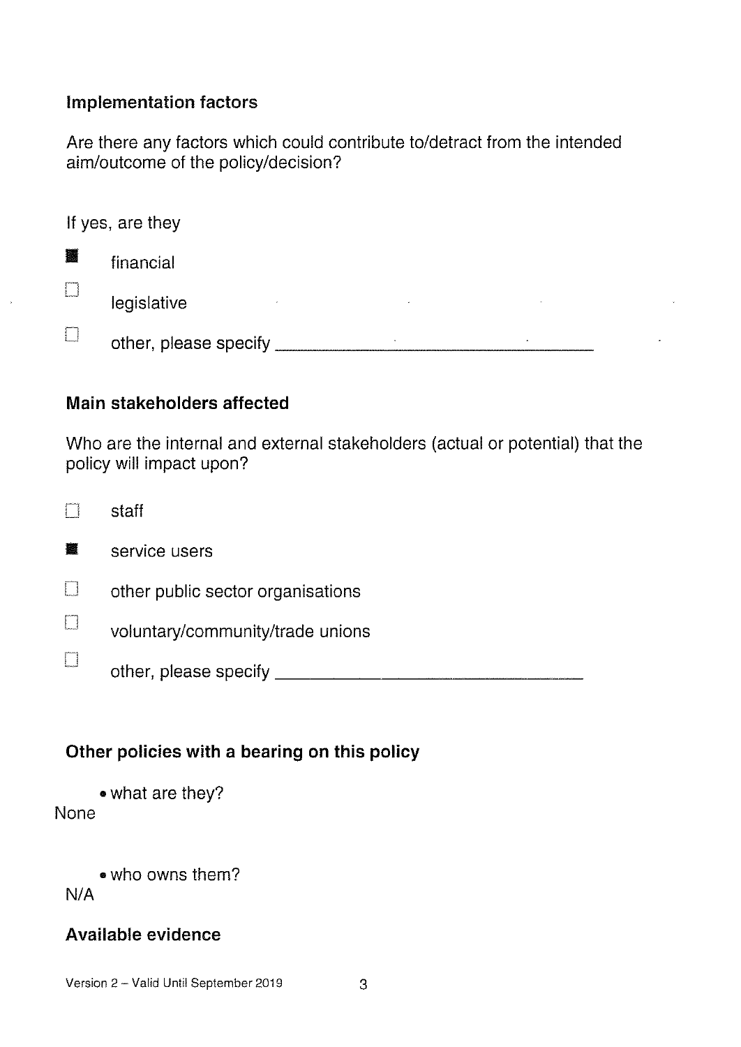### Implementation factors

Are there any factors which could contribute to/detract from the intended aim/outcome of the policy/decision?

If yes, are they

- [x] financial
- [ ] legislative
- [ ] other, please specify ___________________________

### Main stakeholders affected

Who are the internal and external stakeholders (actual or potential) that the policy will impact upon?

- [ ] staff
- [x] service users
- [ ] other public sector organisations
- [ ] voluntary/community/trade unions
- [ ] other, please specify ___________________________

### Other policies with a bearing on this policy

- what are they?

None

- who owns them?

N/A

### Available evidence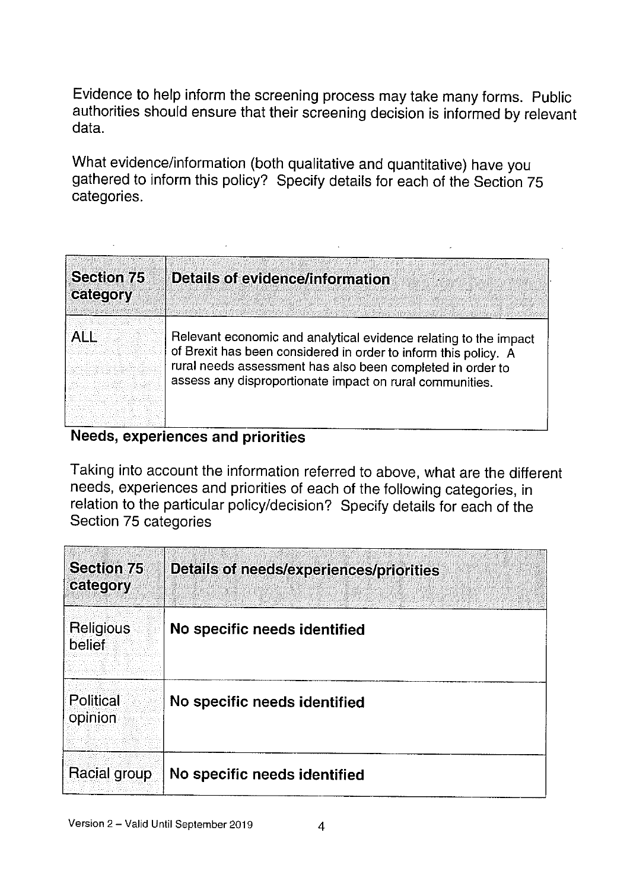Evidence to help inform the screening process may take many forms. Public authorities should ensure that their screening decision is informed by relevant data.

What evidence/information (both qualitative and quantitative) have you gathered to inform this policy? Specify details for each of the Section 75 categories.

| Section 75 category | Details of evidence/information |
|---|---|
| ALL | Relevant economic and analytical evidence relating to the impact of Brexit has been considered in order to inform this policy. A rural needs assessment has also been completed in order to assess any disproportionate impact on rural communities. |

## Needs, experiences and priorities

Taking into account the information referred to above, what are the different needs, experiences and priorities of each of the following categories, in relation to the particular policy/decision? Specify details for each of the Section 75 categories

| Section 75 category | Details of needs/experiences/priorities |
|---|---|
| Religious belief | **No specific needs identified** |
| Political opinion | **No specific needs identified** |
| Racial group | **No specific needs identified** |

Version 2 – Valid Until September 2019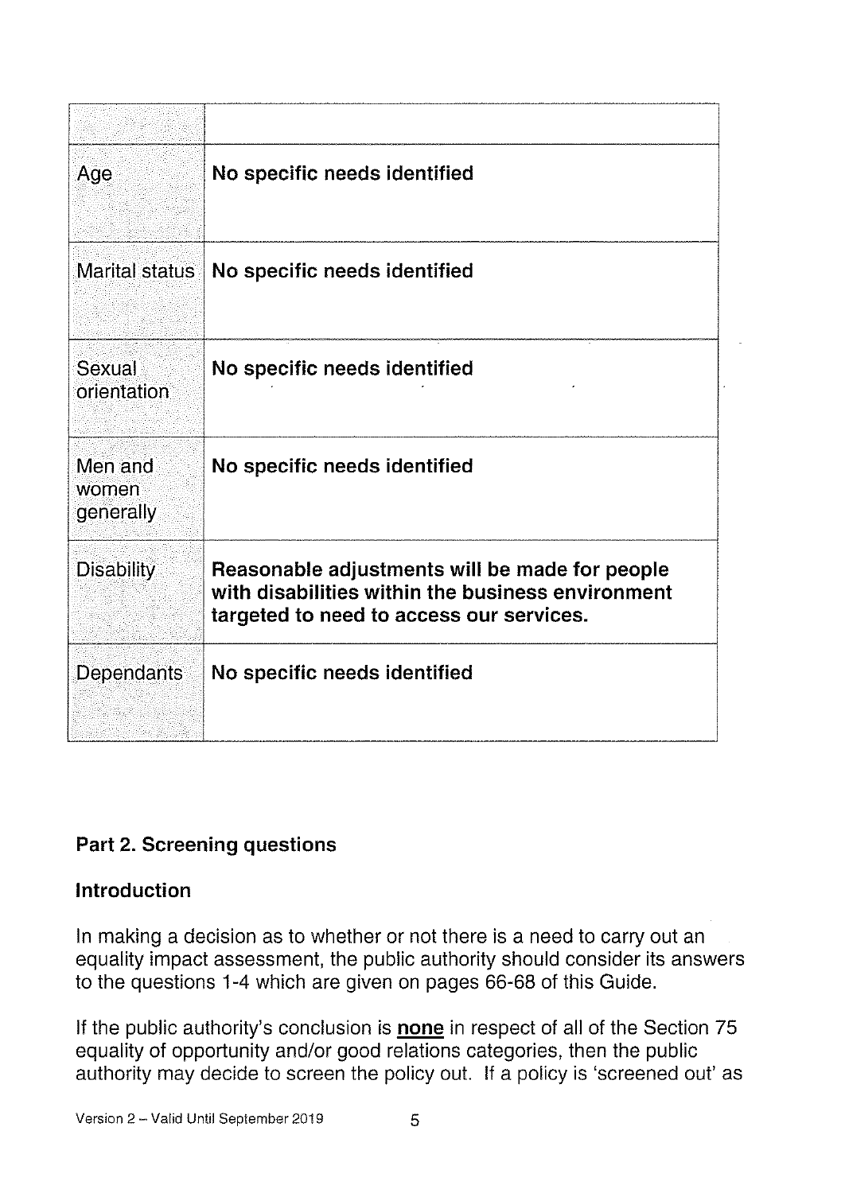| | |
|---|---|
| Age | **No specific needs identified** |
| Marital status | **No specific needs identified** |
| Sexual orientation | **No specific needs identified** |
| Men and women generally | **No specific needs identified** |
| Disability | **Reasonable adjustments will be made for people with disabilities within the business environment targeted to need to access our services.** |
| Dependants | **No specific needs identified** |

## Part 2. Screening questions

### Introduction

In making a decision as to whether or not there is a need to carry out an equality impact assessment, the public authority should consider its answers to the questions 1-4 which are given on pages 66-68 of this Guide.

If the public authority's conclusion is **none** in respect of all of the Section 75 equality of opportunity and/or good relations categories, then the public authority may decide to screen the policy out. If a policy is 'screened out' as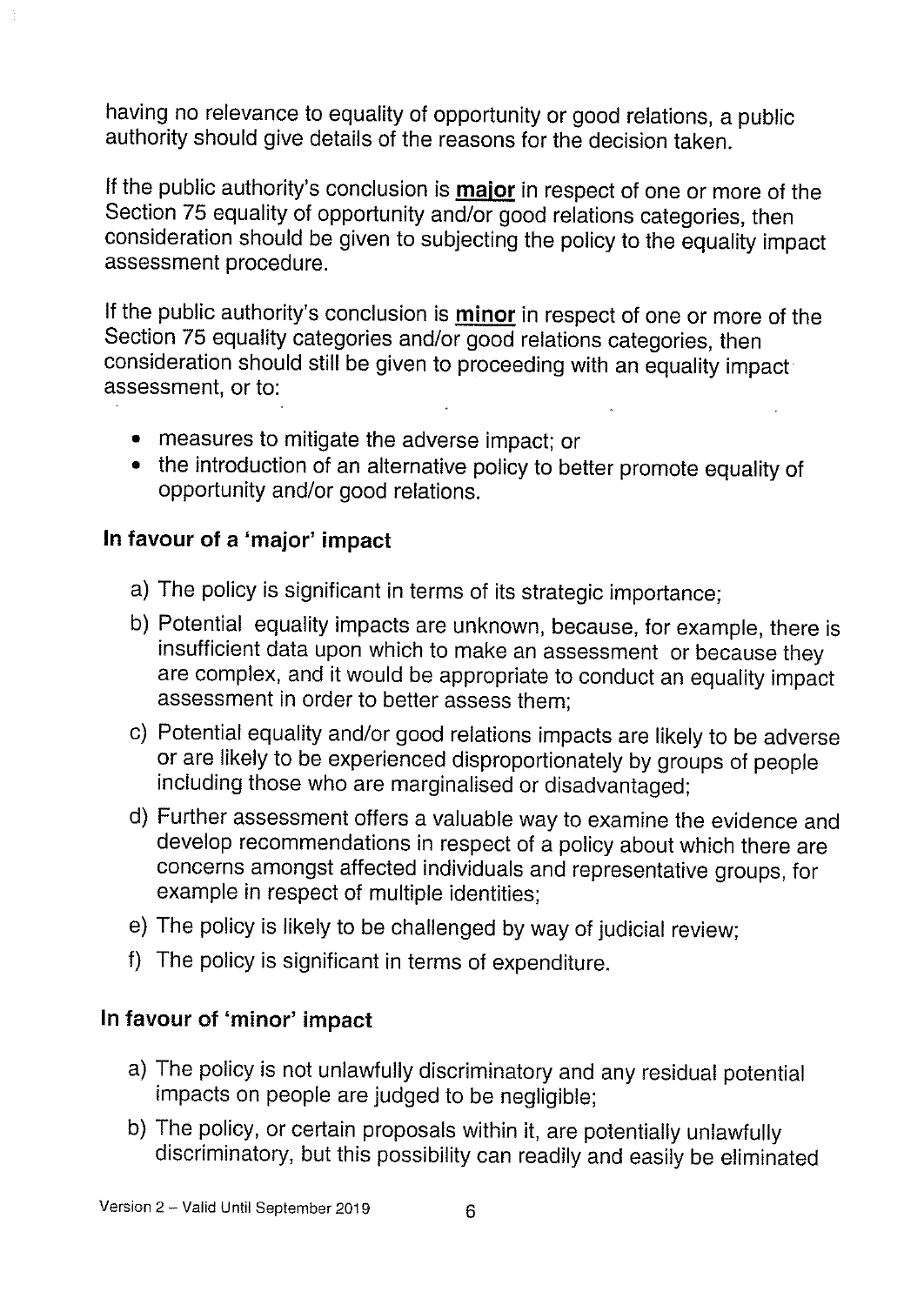having no relevance to equality of opportunity or good relations, a public authority should give details of the reasons for the decision taken.

If the public authority's conclusion is **major** in respect of one or more of the Section 75 equality of opportunity and/or good relations categories, then consideration should be given to subjecting the policy to the equality impact assessment procedure.

If the public authority's conclusion is **minor** in respect of one or more of the Section 75 equality categories and/or good relations categories, then consideration should still be given to proceeding with an equality impact assessment, or to:

- measures to mitigate the adverse impact; or
- the introduction of an alternative policy to better promote equality of opportunity and/or good relations.

### In favour of a 'major' impact

a) The policy is significant in terms of its strategic importance;

b) Potential equality impacts are unknown, because, for example, there is insufficient data upon which to make an assessment or because they are complex, and it would be appropriate to conduct an equality impact assessment in order to better assess them;

c) Potential equality and/or good relations impacts are likely to be adverse or are likely to be experienced disproportionately by groups of people including those who are marginalised or disadvantaged;

d) Further assessment offers a valuable way to examine the evidence and develop recommendations in respect of a policy about which there are concerns amongst affected individuals and representative groups, for example in respect of multiple identities;

e) The policy is likely to be challenged by way of judicial review;

f) The policy is significant in terms of expenditure.

### In favour of 'minor' impact

a) The policy is not unlawfully discriminatory and any residual potential impacts on people are judged to be negligible;

b) The policy, or certain proposals within it, are potentially unlawfully discriminatory, but this possibility can readily and easily be eliminated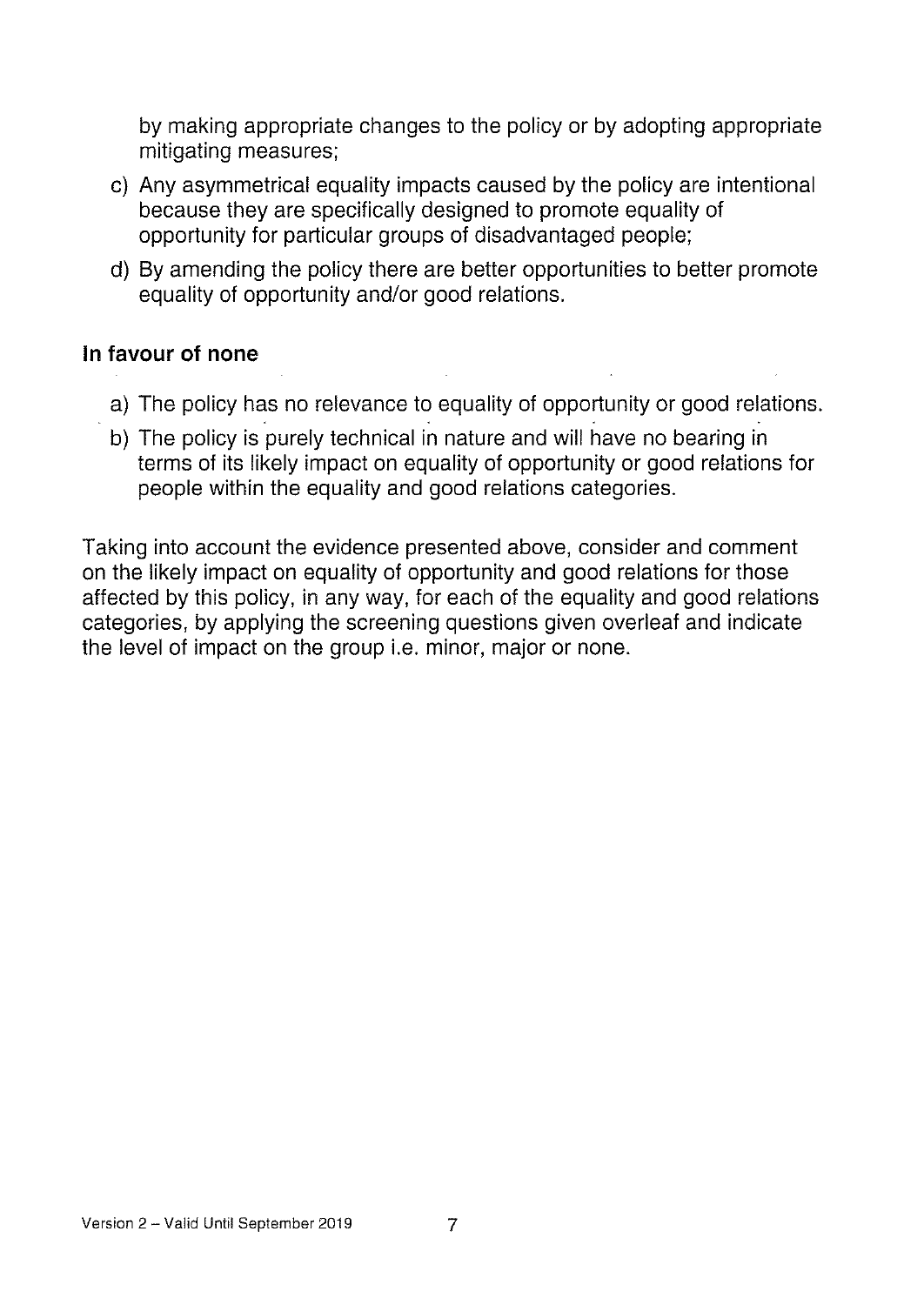by making appropriate changes to the policy or by adopting appropriate mitigating measures;

c) Any asymmetrical equality impacts caused by the policy are intentional because they are specifically designed to promote equality of opportunity for particular groups of disadvantaged people;

d) By amending the policy there are better opportunities to better promote equality of opportunity and/or good relations.

### In favour of none

a) The policy has no relevance to equality of opportunity or good relations.

b) The policy is purely technical in nature and will have no bearing in terms of its likely impact on equality of opportunity or good relations for people within the equality and good relations categories.

Taking into account the evidence presented above, consider and comment on the likely impact on equality of opportunity and good relations for those affected by this policy, in any way, for each of the equality and good relations categories, by applying the screening questions given overleaf and indicate the level of impact on the group i.e. minor, major or none.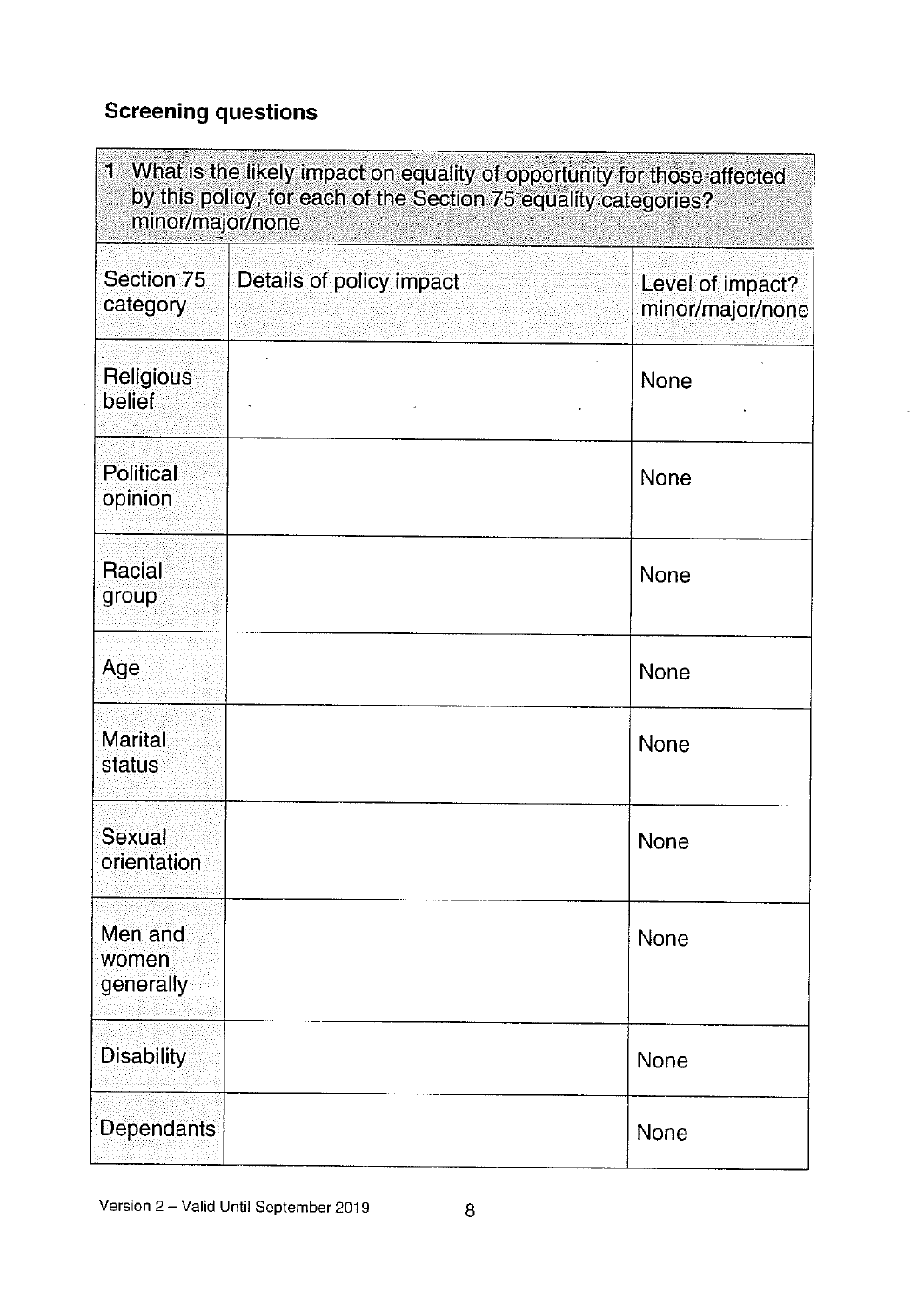## Screening questions

| 1 What is the likely impact on equality of opportunity for those affected by this policy, for each of the Section 75 equality categories? minor/major/none | | |
|---|---|---|
| Section 75 category | Details of policy impact | Level of impact? minor/major/none |
| Religious belief | | None |
| Political opinion | | None |
| Racial group | | None |
| Age | | None |
| Marital status | | None |
| Sexual orientation | | None |
| Men and women generally | | None |
| Disability | | None |
| Dependants | | None |

Version 2 – Valid Until September 2019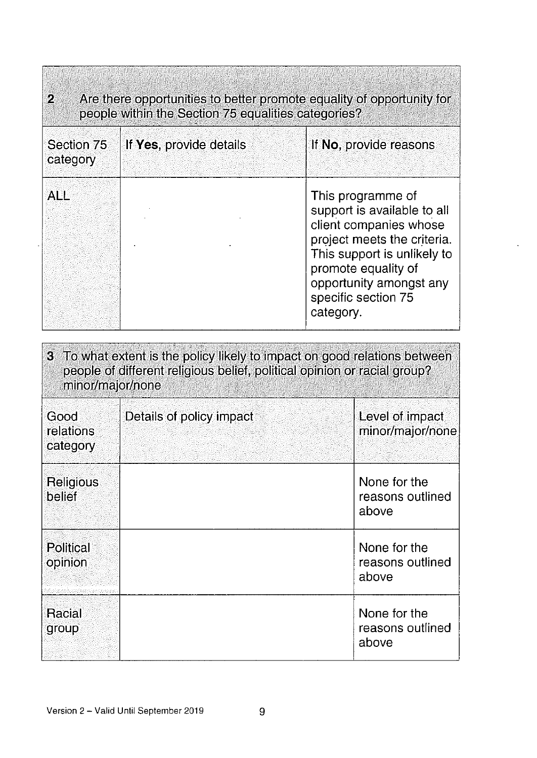| 2 Are there opportunities to better promote equality of opportunity for people within the Section 75 equalities categories? | | |
|---|---|---|
| Section 75 category | If **Yes**, provide details | If **No**, provide reasons |
| ALL | | This programme of support is available to all client companies whose project meets the criteria. This support is unlikely to promote equality of opportunity amongst any specific section 75 category. |

| 3 To what extent is the policy likely to impact on good relations between people of different religious belief, political opinion or racial group? minor/major/none | | |
|---|---|---|
| Good relations category | Details of policy impact | Level of impact minor/major/none |
| Religious belief | | None for the reasons outlined above |
| Political opinion | | None for the reasons outlined above |
| Racial group | | None for the reasons outlined above |

Version 2 – Valid Until September 2019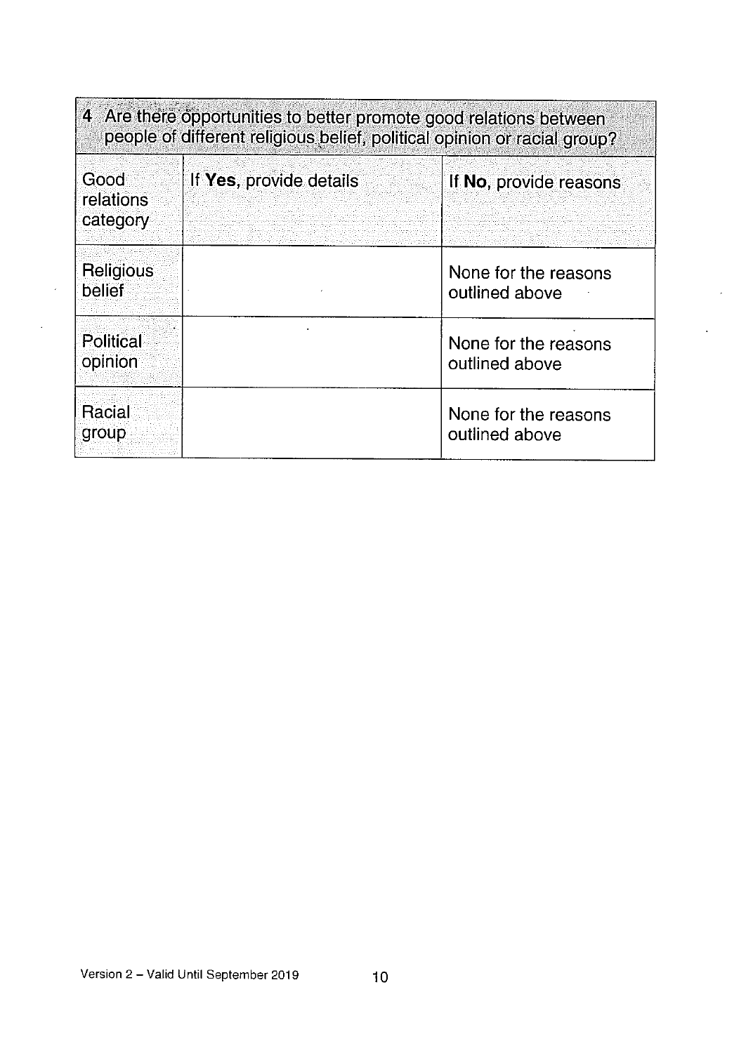| 4 Are there opportunities to better promote good relations between people of different religious belief, political opinion or racial group? | | |
|---|---|---|
| Good relations category | If **Yes**, provide details | If **No**, provide reasons |
| Religious belief | | None for the reasons outlined above |
| Political opinion | | None for the reasons outlined above |
| Racial group | | None for the reasons outlined above |

Version 2 – Valid Until September 2019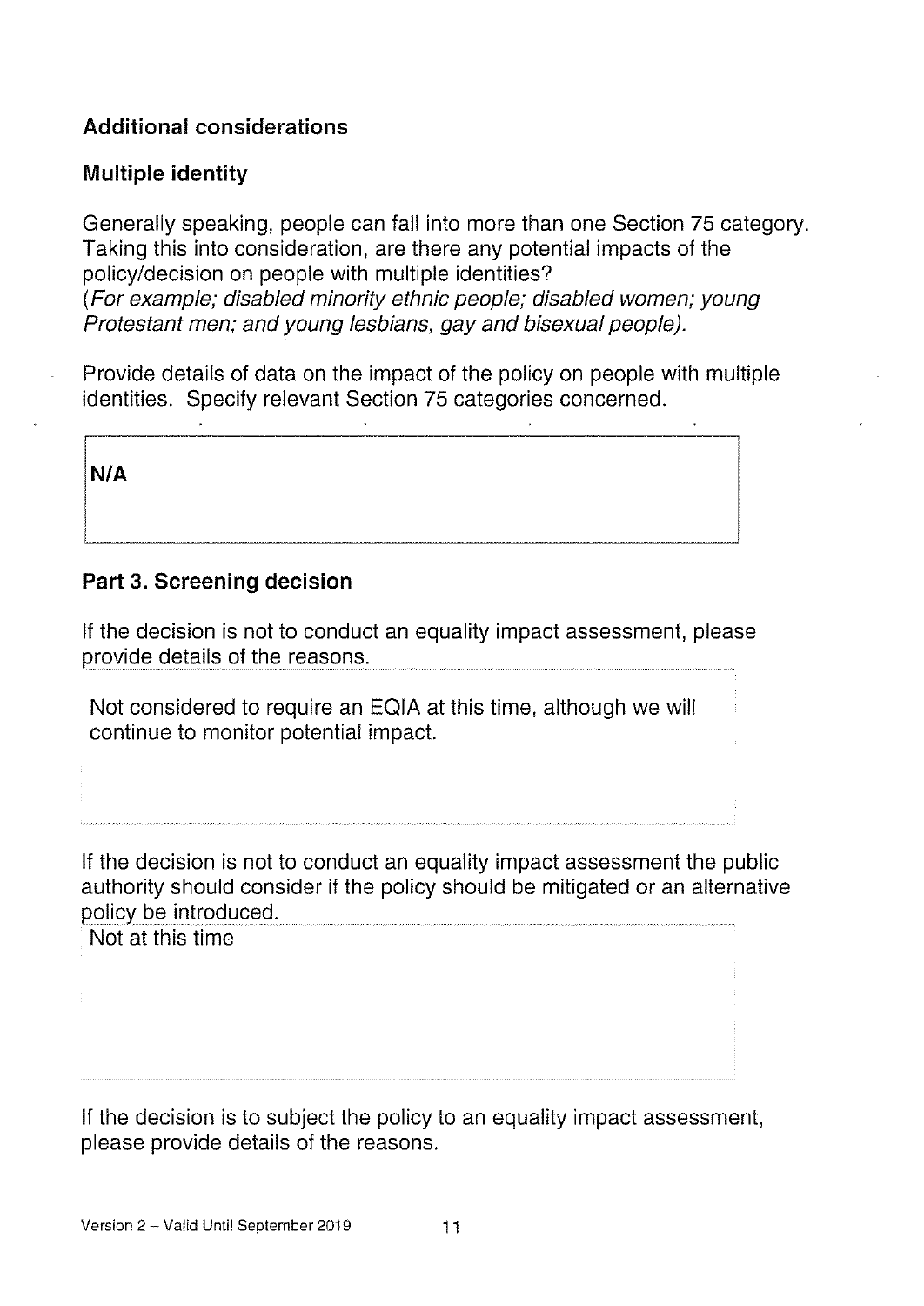## Additional considerations

### Multiple identity

Generally speaking, people can fall into more than one Section 75 category. Taking this into consideration, are there any potential impacts of the policy/decision on people with multiple identities?
*(For example; disabled minority ethnic people; disabled women; young Protestant men; and young lesbians, gay and bisexual people).*

Provide details of data on the impact of the policy on people with multiple identities. Specify relevant Section 75 categories concerned.

| **N/A** |
|---|

## Part 3. Screening decision

If the decision is not to conduct an equality impact assessment, please provide details of the reasons.

Not considered to require an EQIA at this time, although we will continue to monitor potential impact.

If the decision is not to conduct an equality impact assessment the public authority should consider if the policy should be mitigated or an alternative policy be introduced.

Not at this time

If the decision is to subject the policy to an equality impact assessment, please provide details of the reasons.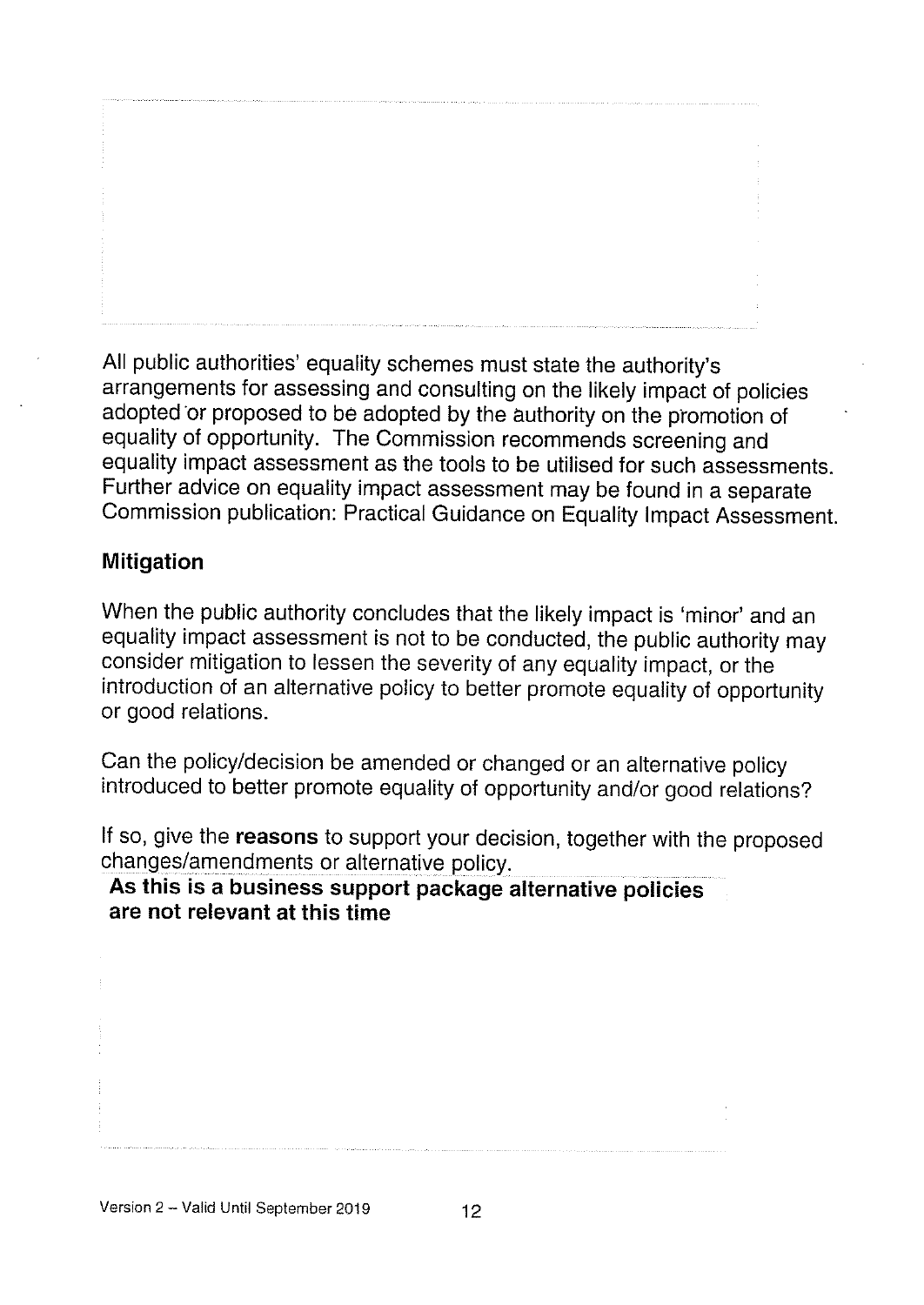All public authorities' equality schemes must state the authority's arrangements for assessing and consulting on the likely impact of policies adopted or proposed to be adopted by the authority on the promotion of equality of opportunity. The Commission recommends screening and equality impact assessment as the tools to be utilised for such assessments. Further advice on equality impact assessment may be found in a separate Commission publication: Practical Guidance on Equality Impact Assessment.

## Mitigation

When the public authority concludes that the likely impact is 'minor' and an equality impact assessment is not to be conducted, the public authority may consider mitigation to lessen the severity of any equality impact, or the introduction of an alternative policy to better promote equality of opportunity or good relations.

Can the policy/decision be amended or changed or an alternative policy introduced to better promote equality of opportunity and/or good relations?

If so, give the **reasons** to support your decision, together with the proposed changes/amendments or alternative policy.

**As this is a business support package alternative policies are not relevant at this time**

Version 2 – Valid Until September 2019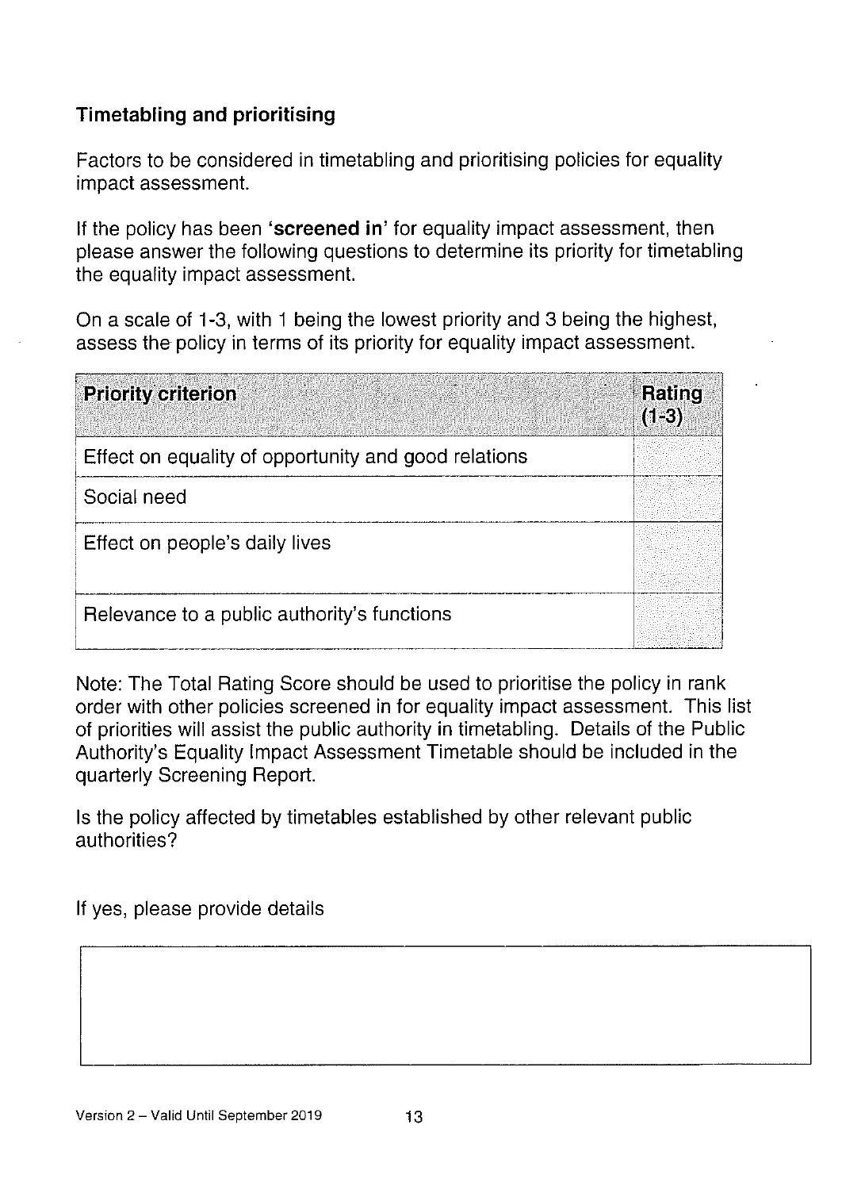## Timetabling and prioritising

Factors to be considered in timetabling and prioritising policies for equality impact assessment.

If the policy has been **'screened in'** for equality impact assessment, then please answer the following questions to determine its priority for timetabling the equality impact assessment.

On a scale of 1-3, with 1 being the lowest priority and 3 being the highest, assess the policy in terms of its priority for equality impact assessment.

| Priority criterion | Rating (1-3) |
| --- | --- |
| Effect on equality of opportunity and good relations | |
| Social need | |
| Effect on people's daily lives | |
| Relevance to a public authority's functions | |

Note: The Total Rating Score should be used to prioritise the policy in rank order with other policies screened in for equality impact assessment. This list of priorities will assist the public authority in timetabling. Details of the Public Authority's Equality Impact Assessment Timetable should be included in the quarterly Screening Report.

Is the policy affected by timetables established by other relevant public authorities?

If yes, please provide details

| |
| --- |
| |

Version 2 – Valid Until September 2019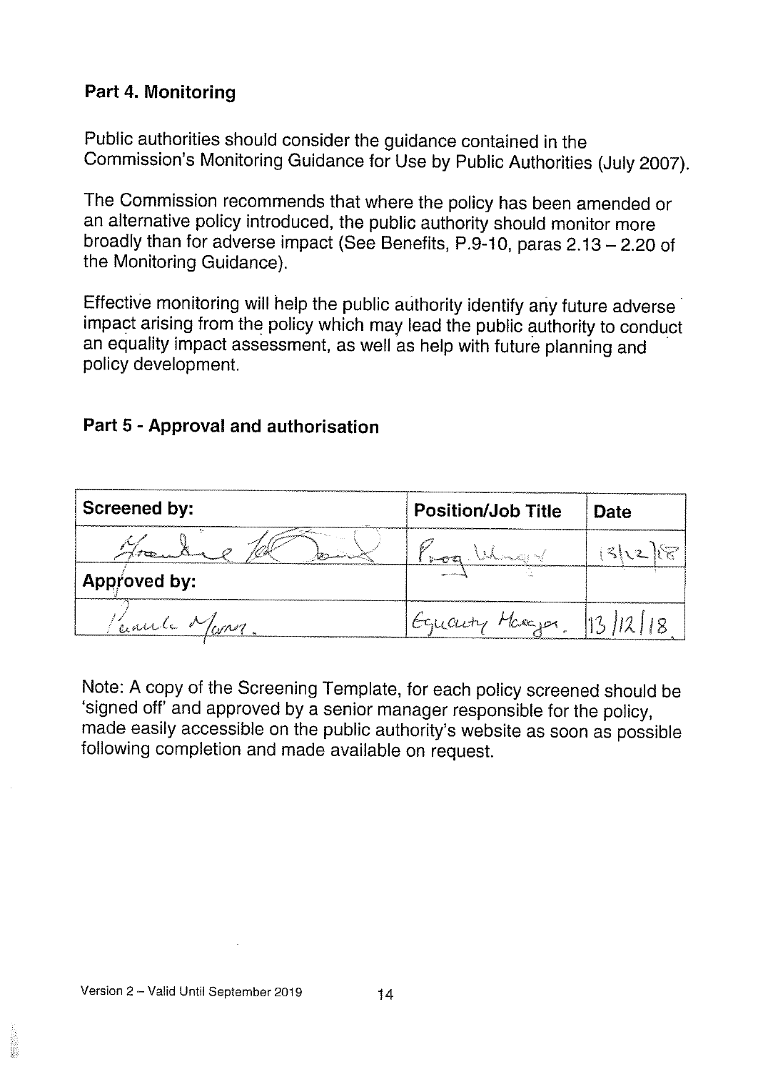## Part 4. Monitoring

Public authorities should consider the guidance contained in the Commission's Monitoring Guidance for Use by Public Authorities (July 2007).

The Commission recommends that where the policy has been amended or an alternative policy introduced, the public authority should monitor more broadly than for adverse impact (See Benefits, P.9-10, paras 2.13 – 2.20 of the Monitoring Guidance).

Effective monitoring will help the public authority identify any future adverse impact arising from the policy which may lead the public authority to conduct an equality impact assessment, as well as help with future planning and policy development.

## Part 5 - Approval and authorisation

| Screened by: | Position/Job Title | Date |
|---|---|---|
| Frankie Mc Donald | Prog Mngr | 13/12/18 |
| **Approved by:** | | |
| Pamela Moran | Equality Manager | 13/12/18 |

Note: A copy of the Screening Template, for each policy screened should be 'signed off' and approved by a senior manager responsible for the policy, made easily accessible on the public authority's website as soon as possible following completion and made available on request.

Version 2 – Valid Until September 2019